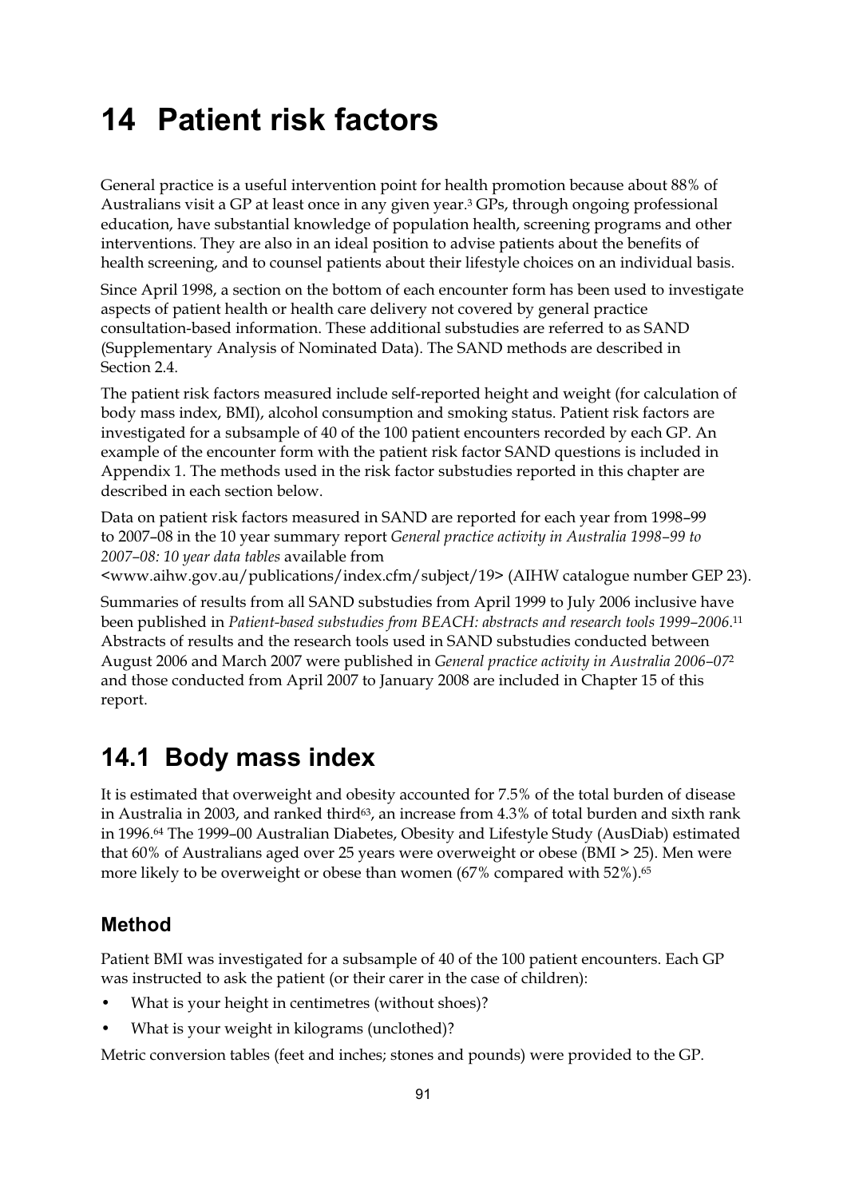# 14 Patient risk factors

General practice is a useful intervention point for health promotion because about 88% of Australians visit a GP at least once in any given year.[3] GPs, through ongoing professional education, have substantial knowledge of population health, screening programs and other interventions. They are also in an ideal position to advise patients about the benefits of health screening, and to counsel patients about their lifestyle choices on an individual basis.

Since April 1998, a section on the bottom of each encounter form has been used to investigate aspects of patient health or health care delivery not covered by general practice consultation-based information. These additional substudies are referred to as SAND (Supplementary Analysis of Nominated Data). The SAND methods are described in Section 2.4.

The patient risk factors measured include self-reported height and weight (for calculation of body mass index, BMI), alcohol consumption and smoking status. Patient risk factors are investigated for a subsample of 40 of the 100 patient encounters recorded by each GP. An example of the encounter form with the patient risk factor SAND questions is included in Appendix 1. The methods used in the risk factor substudies reported in this chapter are described in each section below.

Data on patient risk factors measured in SAND are reported for each year from 1998–99 to 2007–08 in the 10 year summary report *General practice activity in Australia 1998–99 to 2007–08: 10 year data tables* available from <www.aihw.gov.au/publications/index.cfm/subject/19> (AIHW catalogue number GEP 23).

Summaries of results from all SAND substudies from April 1999 to July 2006 inclusive have been published in *Patient-based substudies from BEACH: abstracts and research tools 1999–2006*.[11] Abstracts of results and the research tools used in SAND substudies conducted between August 2006 and March 2007 were published in *General practice activity in Australia 2006–07*[2] and those conducted from April 2007 to January 2008 are included in Chapter 15 of this report.

## 14.1 Body mass index

It is estimated that overweight and obesity accounted for 7.5% of the total burden of disease in Australia in 2003, and ranked third[63], an increase from 4.3% of total burden and sixth rank in 1996.[64] The 1999–00 Australian Diabetes, Obesity and Lifestyle Study (AusDiab) estimated that 60% of Australians aged over 25 years were overweight or obese (BMI > 25). Men were more likely to be overweight or obese than women (67% compared with 52%).[65]

### Method

Patient BMI was investigated for a subsample of 40 of the 100 patient encounters. Each GP was instructed to ask the patient (or their carer in the case of children):

- What is your height in centimetres (without shoes)?
- What is your weight in kilograms (unclothed)?

Metric conversion tables (feet and inches; stones and pounds) were provided to the GP.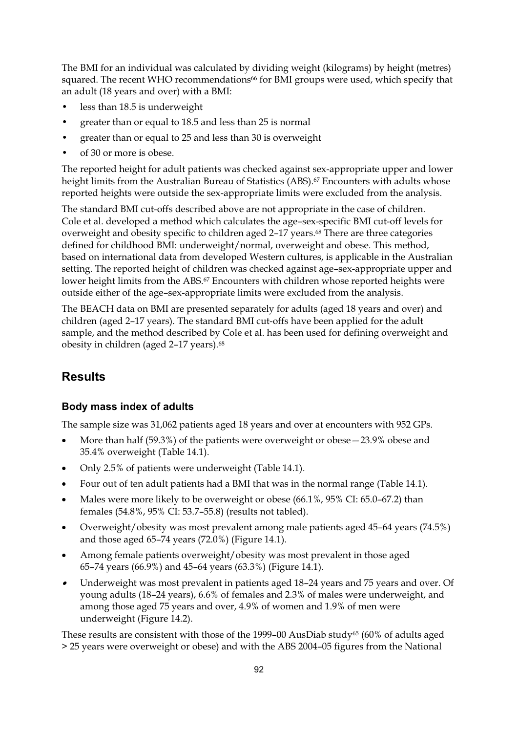The BMI for an individual was calculated by dividing weight (kilograms) by height (metres) squared. The recent WHO recommendations[66] for BMI groups were used, which specify that an adult (18 years and over) with a BMI:

- less than 18.5 is underweight
- greater than or equal to 18.5 and less than 25 is normal
- greater than or equal to 25 and less than 30 is overweight
- of 30 or more is obese.

The reported height for adult patients was checked against sex-appropriate upper and lower height limits from the Australian Bureau of Statistics (ABS).[67] Encounters with adults whose reported heights were outside the sex-appropriate limits were excluded from the analysis.

The standard BMI cut-offs described above are not appropriate in the case of children. Cole et al. developed a method which calculates the age–sex-specific BMI cut-off levels for overweight and obesity specific to children aged 2–17 years.[68] There are three categories defined for childhood BMI: underweight/normal, overweight and obese. This method, based on international data from developed Western cultures, is applicable in the Australian setting. The reported height of children was checked against age–sex-appropriate upper and lower height limits from the ABS.[67] Encounters with children whose reported heights were outside either of the age–sex-appropriate limits were excluded from the analysis.

The BEACH data on BMI are presented separately for adults (aged 18 years and over) and children (aged 2–17 years). The standard BMI cut-offs have been applied for the adult sample, and the method described by Cole et al. has been used for defining overweight and obesity in children (aged 2–17 years).[68]

## Results

### Body mass index of adults

The sample size was 31,062 patients aged 18 years and over at encounters with 952 GPs.

- More than half (59.3%) of the patients were overweight or obese—23.9% obese and 35.4% overweight (Table 14.1).
- Only 2.5% of patients were underweight (Table 14.1).
- Four out of ten adult patients had a BMI that was in the normal range (Table 14.1).
- Males were more likely to be overweight or obese (66.1%, 95% CI: 65.0–67.2) than females (54.8%, 95% CI: 53.7–55.8) (results not tabled).
- Overweight/obesity was most prevalent among male patients aged 45–64 years (74.5%) and those aged 65–74 years (72.0%) (Figure 14.1).
- Among female patients overweight/obesity was most prevalent in those aged 65–74 years (66.9%) and 45–64 years (63.3%) (Figure 14.1).
- Underweight was most prevalent in patients aged 18–24 years and 75 years and over. Of young adults (18–24 years), 6.6% of females and 2.3% of males were underweight, and among those aged 75 years and over, 4.9% of women and 1.9% of men were underweight (Figure 14.2).

These results are consistent with those of the 1999–00 AusDiab study[65] (60% of adults aged > 25 years were overweight or obese) and with the ABS 2004–05 figures from the National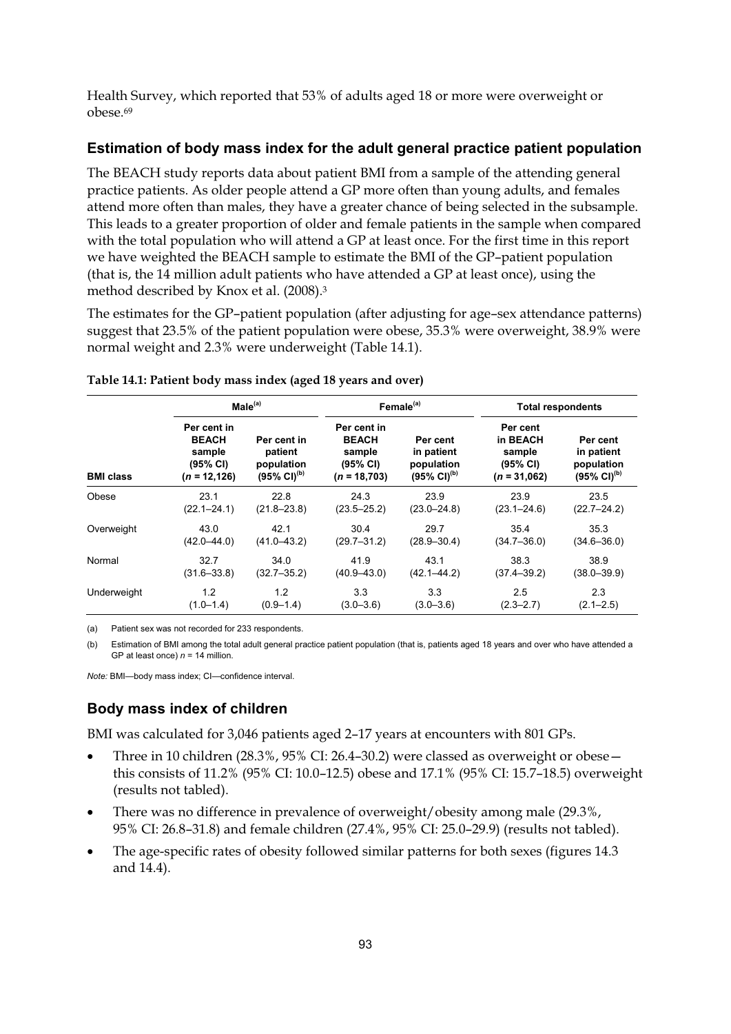Health Survey, which reported that 53% of adults aged 18 or more were overweight or obese.[69]

### Estimation of body mass index for the adult general practice patient population

The BEACH study reports data about patient BMI from a sample of the attending general practice patients. As older people attend a GP more often than young adults, and females attend more often than males, they have a greater chance of being selected in the subsample. This leads to a greater proportion of older and female patients in the sample when compared with the total population who will attend a GP at least once. For the first time in this report we have weighted the BEACH sample to estimate the BMI of the GP–patient population (that is, the 14 million adult patients who have attended a GP at least once), using the method described by Knox et al. (2008).[3]

The estimates for the GP–patient population (after adjusting for age–sex attendance patterns) suggest that 23.5% of the patient population were obese, 35.3% were overweight, 38.9% were normal weight and 2.3% were underweight (Table 14.1).

**Table 14.1: Patient body mass index (aged 18 years and over)**

| | Male[(a)] | | Female[(a)] | | Total respondents | |
|---|---|---|---|---|---|---|
| **BMI class** | **Per cent in BEACH sample (95% CI) (n = 12,126)** | **Per cent in patient population (95% CI)[(b)]** | **Per cent in BEACH sample (95% CI) (n = 18,703)** | **Per cent in patient population (95% CI)[(b)]** | **Per cent in BEACH sample (95% CI) (n = 31,062)** | **Per cent in patient population (95% CI)[(b)]** |
| Obese | 23.1 (22.1–24.1) | 22.8 (21.8–23.8) | 24.3 (23.5–25.2) | 23.9 (23.0–24.8) | 23.9 (23.1–24.6) | 23.5 (22.7–24.2) |
| Overweight | 43.0 (42.0–44.0) | 42.1 (41.0–43.2) | 30.4 (29.7–31.2) | 29.7 (28.9–30.4) | 35.4 (34.7–36.0) | 35.3 (34.6–36.0) |
| Normal | 32.7 (31.6–33.8) | 34.0 (32.7–35.2) | 41.9 (40.9–43.0) | 43.1 (42.1–44.2) | 38.3 (37.4–39.2) | 38.9 (38.0–39.9) |
| Underweight | 1.2 (1.0–1.4) | 1.2 (0.9–1.4) | 3.3 (3.0–3.6) | 3.3 (3.0–3.6) | 2.5 (2.3–2.7) | 2.3 (2.1–2.5) |

(a) Patient sex was not recorded for 233 respondents.

(b) Estimation of BMI among the total adult general practice patient population (that is, patients aged 18 years and over who have attended a GP at least once) *n* = 14 million.

*Note:* BMI—body mass index; CI—confidence interval.

### Body mass index of children

BMI was calculated for 3,046 patients aged 2–17 years at encounters with 801 GPs.

- Three in 10 children (28.3%, 95% CI: 26.4–30.2) were classed as overweight or obese—this consists of 11.2% (95% CI: 10.0–12.5) obese and 17.1% (95% CI: 15.7–18.5) overweight (results not tabled).
- There was no difference in prevalence of overweight/obesity among male (29.3%, 95% CI: 26.8–31.8) and female children (27.4%, 95% CI: 25.0–29.9) (results not tabled).
- The age-specific rates of obesity followed similar patterns for both sexes (figures 14.3 and 14.4).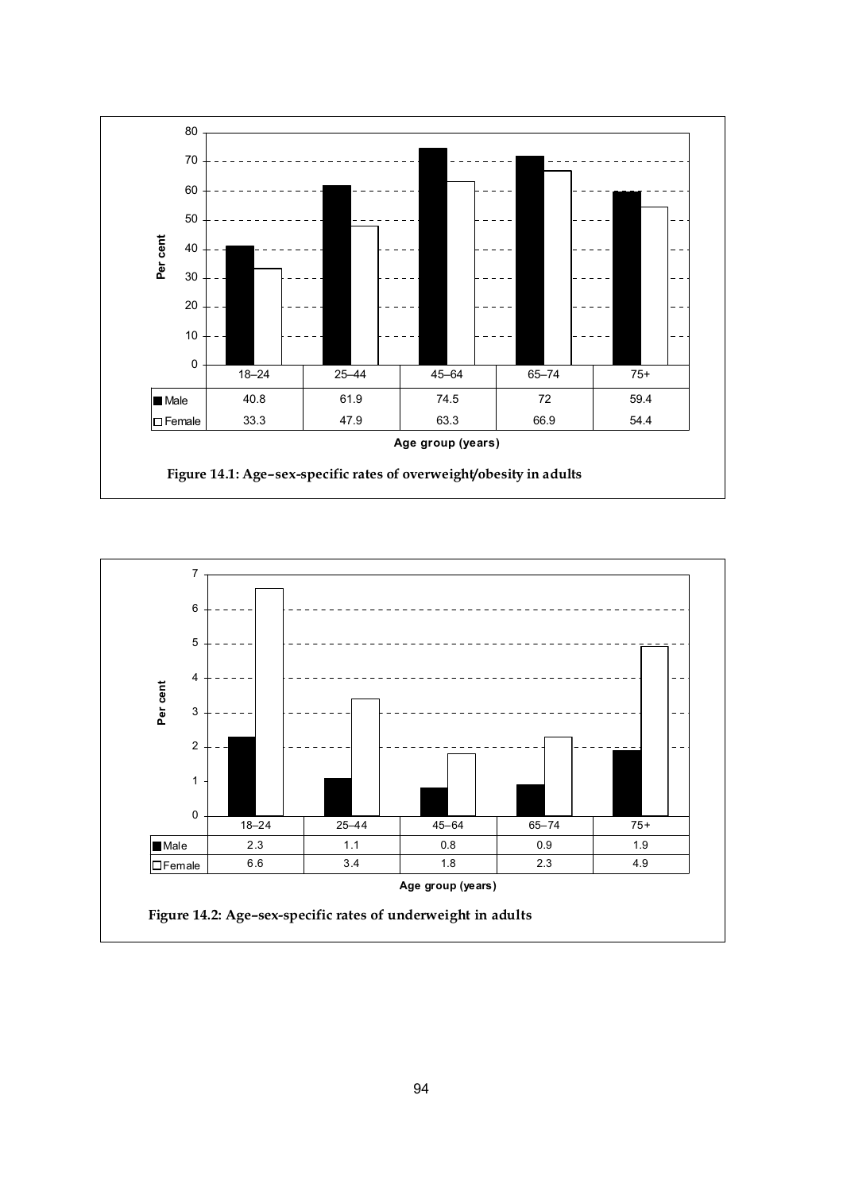| | 18–24 | 25–44 | 45–64 | 65–74 | 75+ |
|---|---|---|---|---|---|
| Male | 40.8 | 61.9 | 74.5 | 72 | 59.4 |
| Female | 33.3 | 47.9 | 63.3 | 66.9 | 54.4 |

Age group (years)

**Figure 14.1: Age–sex-specific rates of overweight/obesity in adults**

| | 18–24 | 25–44 | 45–64 | 65–74 | 75+ |
|---|---|---|---|---|---|
| Male | 2.3 | 1.1 | 0.8 | 0.9 | 1.9 |
| Female | 6.6 | 3.4 | 1.8 | 2.3 | 4.9 |

Age group (years)

**Figure 14.2: Age–sex-specific rates of underweight in adults**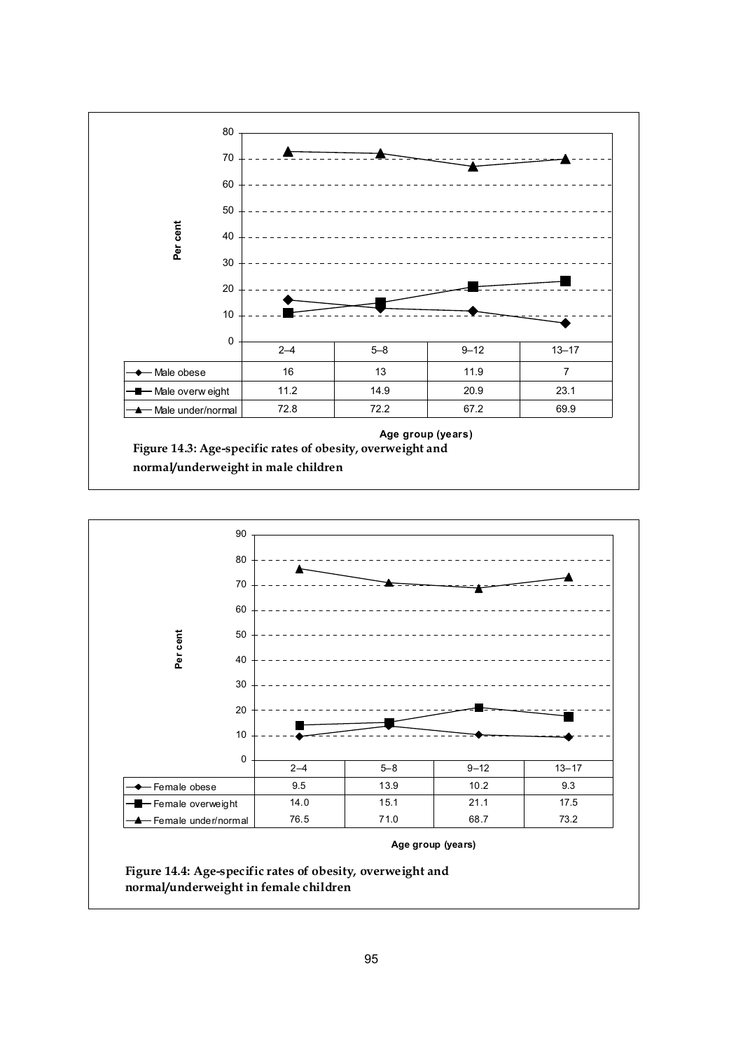| | 2–4 | 5–8 | 9–12 | 13–17 |
|---|---|---|---|---|
| Male obese | 16 | 13 | 11.9 | 7 |
| Male overweight | 11.2 | 14.9 | 20.9 | 23.1 |
| Male under/normal | 72.8 | 72.2 | 67.2 | 69.9 |

Age group (years)

**Figure 14.3: Age-specific rates of obesity, overweight and normal/underweight in male children**

| | 2–4 | 5–8 | 9–12 | 13–17 |
|---|---|---|---|---|
| Female obese | 9.5 | 13.9 | 10.2 | 9.3 |
| Female overweight | 14.0 | 15.1 | 21.1 | 17.5 |
| Female under/normal | 76.5 | 71.0 | 68.7 | 73.2 |

Age group (years)

**Figure 14.4: Age-specific rates of obesity, overweight and normal/underweight in female children**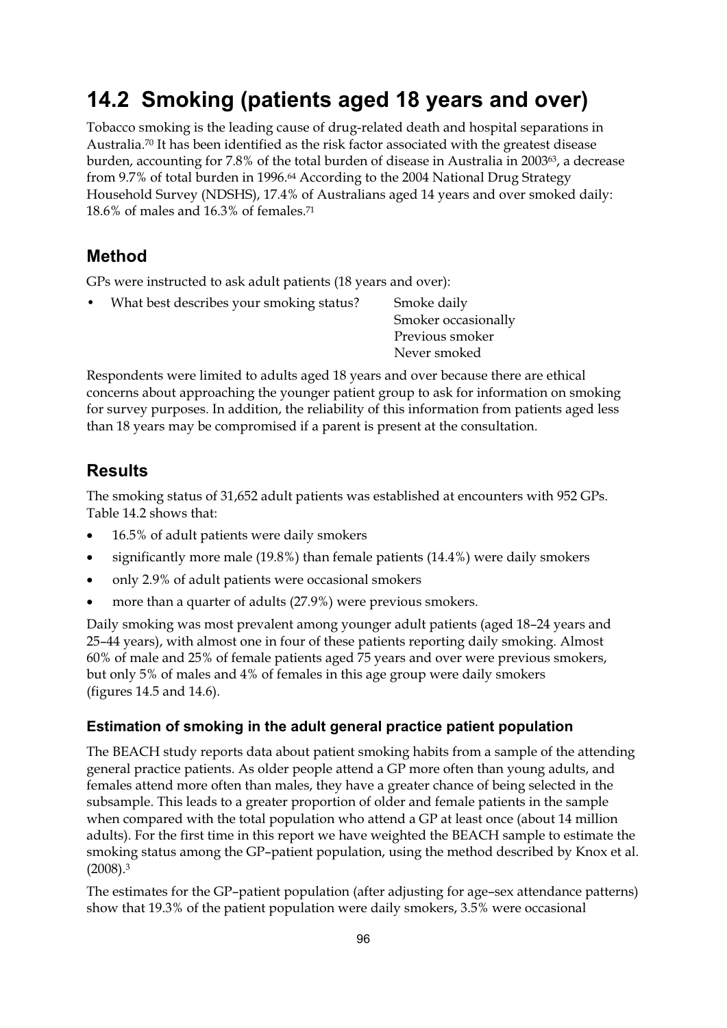# 14.2 Smoking (patients aged 18 years and over)

Tobacco smoking is the leading cause of drug-related death and hospital separations in Australia.[70] It has been identified as the risk factor associated with the greatest disease burden, accounting for 7.8% of the total burden of disease in Australia in 2003[63], a decrease from 9.7% of total burden in 1996.[64] According to the 2004 National Drug Strategy Household Survey (NDSHS), 17.4% of Australians aged 14 years and over smoked daily: 18.6% of males and 16.3% of females.[71]

## Method

GPs were instructed to ask adult patients (18 years and over):

- What best describes your smoking status? Smoke daily
  Smoker occasionally
  Previous smoker
  Never smoked

Respondents were limited to adults aged 18 years and over because there are ethical concerns about approaching the younger patient group to ask for information on smoking for survey purposes. In addition, the reliability of this information from patients aged less than 18 years may be compromised if a parent is present at the consultation.

## Results

The smoking status of 31,652 adult patients was established at encounters with 952 GPs. Table 14.2 shows that:

- 16.5% of adult patients were daily smokers
- significantly more male (19.8%) than female patients (14.4%) were daily smokers
- only 2.9% of adult patients were occasional smokers
- more than a quarter of adults (27.9%) were previous smokers.

Daily smoking was most prevalent among younger adult patients (aged 18–24 years and 25–44 years), with almost one in four of these patients reporting daily smoking. Almost 60% of male and 25% of female patients aged 75 years and over were previous smokers, but only 5% of males and 4% of females in this age group were daily smokers (figures 14.5 and 14.6).

### Estimation of smoking in the adult general practice patient population

The BEACH study reports data about patient smoking habits from a sample of the attending general practice patients. As older people attend a GP more often than young adults, and females attend more often than males, they have a greater chance of being selected in the subsample. This leads to a greater proportion of older and female patients in the sample when compared with the total population who attend a GP at least once (about 14 million adults). For the first time in this report we have weighted the BEACH sample to estimate the smoking status among the GP–patient population, using the method described by Knox et al. (2008).[3]

The estimates for the GP–patient population (after adjusting for age–sex attendance patterns) show that 19.3% of the patient population were daily smokers, 3.5% were occasional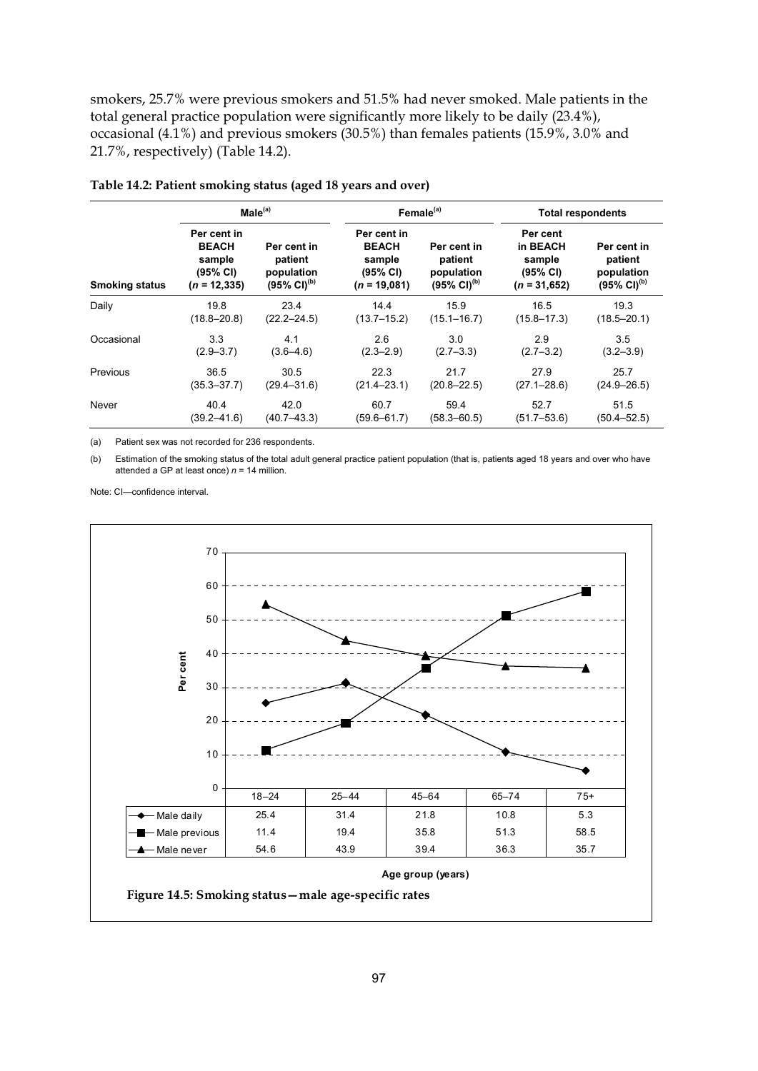smokers, 25.7% were previous smokers and 51.5% had never smoked. Male patients in the total general practice population were significantly more likely to be daily (23.4%), occasional (4.1%) and previous smokers (30.5%) than females patients (15.9%, 3.0% and 21.7%, respectively) (Table 14.2).

**Table 14.2: Patient smoking status (aged 18 years and over)**

| | Male[(a)] | | Female[(a)] | | Total respondents | |
|---|---|---|---|---|---|---|
| **Smoking status** | **Per cent in BEACH sample (95% CI) (n = 12,335)** | **Per cent in patient population (95% CI)[(b)]** | **Per cent in BEACH sample (95% CI) (n = 19,081)** | **Per cent in patient population (95% CI)[(b)]** | **Per cent in BEACH sample (95% CI) (n = 31,652)** | **Per cent in patient population (95% CI)[(b)]** |
| Daily | 19.8 (18.8–20.8) | 23.4 (22.2–24.5) | 14.4 (13.7–15.2) | 15.9 (15.1–16.7) | 16.5 (15.8–17.3) | 19.3 (18.5–20.1) |
| Occasional | 3.3 (2.9–3.7) | 4.1 (3.6–4.6) | 2.6 (2.3–2.9) | 3.0 (2.7–3.3) | 2.9 (2.7–3.2) | 3.5 (3.2–3.9) |
| Previous | 36.5 (35.3–37.7) | 30.5 (29.4–31.6) | 22.3 (21.4–23.1) | 21.7 (20.8–22.5) | 27.9 (27.1–28.6) | 25.7 (24.9–26.5) |
| Never | 40.4 (39.2–41.6) | 42.0 (40.7–43.3) | 60.7 (59.6–61.7) | 59.4 (58.3–60.5) | 52.7 (51.7–53.6) | 51.5 (50.4–52.5) |

(a) Patient sex was not recorded for 236 respondents.

(b) Estimation of the smoking status of the total adult general practice patient population (that is, patients aged 18 years and over who have attended a GP at least once) *n* = 14 million.

Note: CI—confidence interval.

| Age group (years) | 18–24 | 25–44 | 45–64 | 65–74 | 75+ |
|---|---|---|---|---|---|
| Male daily | 25.4 | 31.4 | 21.8 | 10.8 | 5.3 |
| Male previous | 11.4 | 19.4 | 35.8 | 51.3 | 58.5 |
| Male never | 54.6 | 43.9 | 39.4 | 36.3 | 35.7 |

**Figure 14.5: Smoking status—male age-specific rates**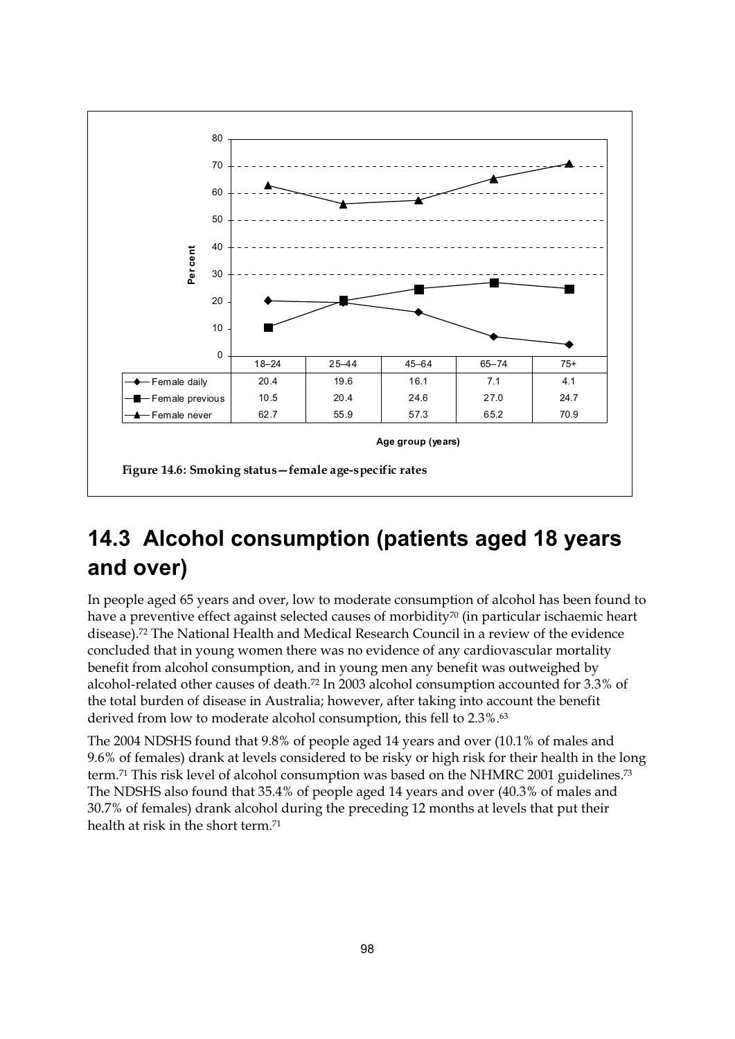| | 18–24 | 25–44 | 45–64 | 65–74 | 75+ |
|---|---|---|---|---|---|
| Female daily | 20.4 | 19.6 | 16.1 | 7.1 | 4.1 |
| Female previous | 10.5 | 20.4 | 24.6 | 27.0 | 24.7 |
| Female never | 62.7 | 55.9 | 57.3 | 65.2 | 70.9 |

Age group (years)

**Figure 14.6: Smoking status—female age-specific rates**

## 14.3 Alcohol consumption (patients aged 18 years and over)

In people aged 65 years and over, low to moderate consumption of alcohol has been found to have a preventive effect against selected causes of morbidity[70] (in particular ischaemic heart disease).[72] The National Health and Medical Research Council in a review of the evidence concluded that in young women there was no evidence of any cardiovascular mortality benefit from alcohol consumption, and in young men any benefit was outweighed by alcohol-related other causes of death.[72] In 2003 alcohol consumption accounted for 3.3% of the total burden of disease in Australia; however, after taking into account the benefit derived from low to moderate alcohol consumption, this fell to 2.3%.[63]

The 2004 NDSHS found that 9.8% of people aged 14 years and over (10.1% of males and 9.6% of females) drank at levels considered to be risky or high risk for their health in the long term.[71] This risk level of alcohol consumption was based on the NHMRC 2001 guidelines.[73] The NDSHS also found that 35.4% of people aged 14 years and over (40.3% of males and 30.7% of females) drank alcohol during the preceding 12 months at levels that put their health at risk in the short term.[71]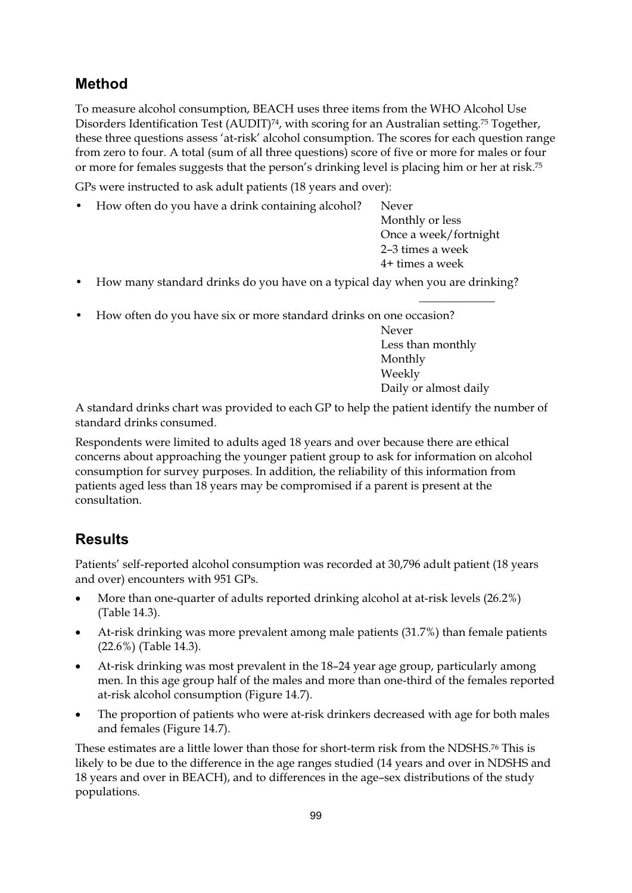## Method

To measure alcohol consumption, BEACH uses three items from the WHO Alcohol Use Disorders Identification Test (AUDIT)[74], with scoring for an Australian setting.[75] Together, these three questions assess 'at-risk' alcohol consumption. The scores for each question range from zero to four. A total (sum of all three questions) score of five or more for males or four or more for females suggests that the person's drinking level is placing him or her at risk.[75]

GPs were instructed to ask adult patients (18 years and over):

- How often do you have a drink containing alcohol?
  - Never
  - Monthly or less
  - Once a week/fortnight
  - 2–3 times a week
  - 4+ times a week
- How many standard drinks do you have on a typical day when you are drinking? ____________
- How often do you have six or more standard drinks on one occasion?
  - Never
  - Less than monthly
  - Monthly
  - Weekly
  - Daily or almost daily

A standard drinks chart was provided to each GP to help the patient identify the number of standard drinks consumed.

Respondents were limited to adults aged 18 years and over because there are ethical concerns about approaching the younger patient group to ask for information on alcohol consumption for survey purposes. In addition, the reliability of this information from patients aged less than 18 years may be compromised if a parent is present at the consultation.

## Results

Patients' self-reported alcohol consumption was recorded at 30,796 adult patient (18 years and over) encounters with 951 GPs.

- More than one-quarter of adults reported drinking alcohol at at-risk levels (26.2%) (Table 14.3).
- At-risk drinking was more prevalent among male patients (31.7%) than female patients (22.6%) (Table 14.3).
- At-risk drinking was most prevalent in the 18–24 year age group, particularly among men. In this age group half of the males and more than one-third of the females reported at-risk alcohol consumption (Figure 14.7).
- The proportion of patients who were at-risk drinkers decreased with age for both males and females (Figure 14.7).

These estimates are a little lower than those for short-term risk from the NDSHS.[76] This is likely to be due to the difference in the age ranges studied (14 years and over in NDSHS and 18 years and over in BEACH), and to differences in the age–sex distributions of the study populations.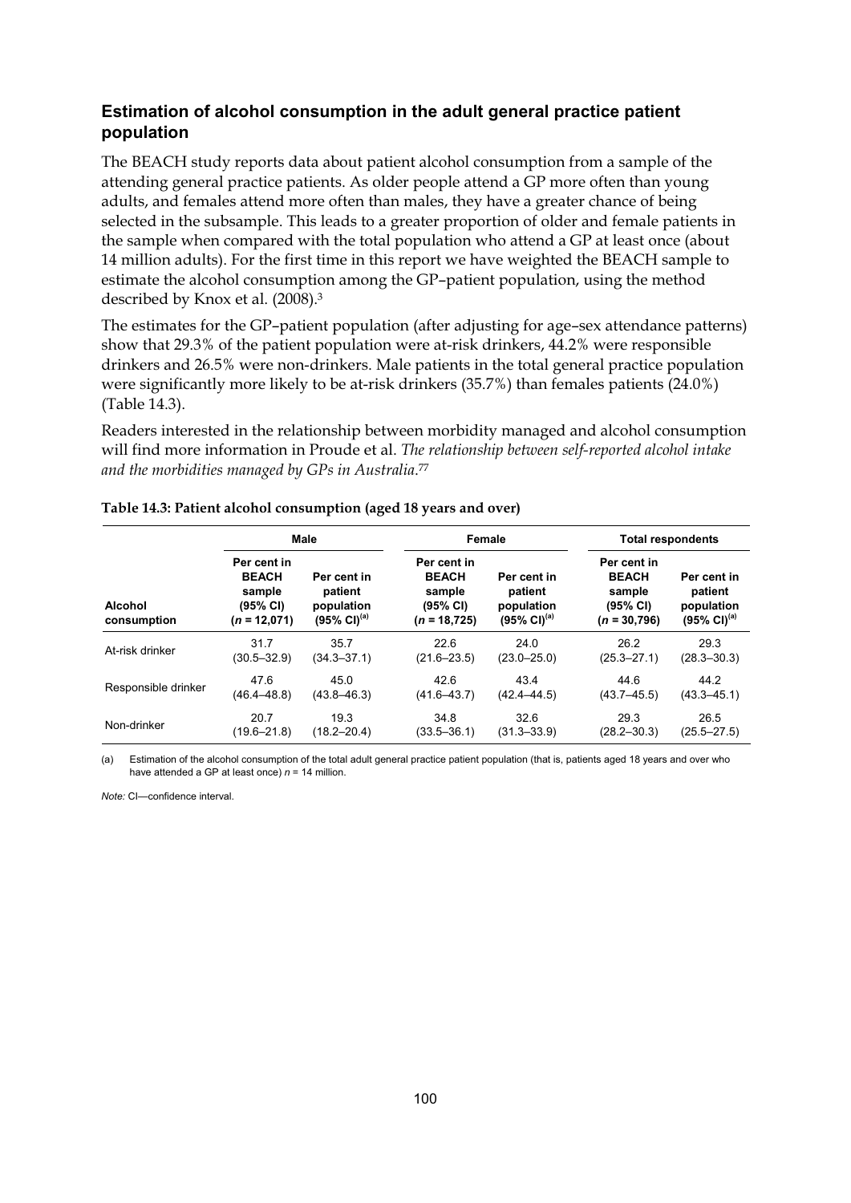### Estimation of alcohol consumption in the adult general practice patient population

The BEACH study reports data about patient alcohol consumption from a sample of the attending general practice patients. As older people attend a GP more often than young adults, and females attend more often than males, they have a greater chance of being selected in the subsample. This leads to a greater proportion of older and female patients in the sample when compared with the total population who attend a GP at least once (about 14 million adults). For the first time in this report we have weighted the BEACH sample to estimate the alcohol consumption among the GP–patient population, using the method described by Knox et al. (2008).[3]

The estimates for the GP–patient population (after adjusting for age–sex attendance patterns) show that 29.3% of the patient population were at-risk drinkers, 44.2% were responsible drinkers and 26.5% were non-drinkers. Male patients in the total general practice population were significantly more likely to be at-risk drinkers (35.7%) than females patients (24.0%) (Table 14.3).

Readers interested in the relationship between morbidity managed and alcohol consumption will find more information in Proude et al. *The relationship between self-reported alcohol intake and the morbidities managed by GPs in Australia*.[77]

**Table 14.3: Patient alcohol consumption (aged 18 years and over)**

| | Male | | Female | | Total respondents | |
|---|---|---|---|---|---|---|
| Alcohol consumption | Per cent in BEACH sample (95% CI) (*n* = 12,071) | Per cent in patient population (95% CI)[(a)] | Per cent in BEACH sample (95% CI) (*n* = 18,725) | Per cent in patient population (95% CI)[(a)] | Per cent in BEACH sample (95% CI) (*n* = 30,796) | Per cent in patient population (95% CI)[(a)] |
| At-risk drinker | 31.7 (30.5–32.9) | 35.7 (34.3–37.1) | 22.6 (21.6–23.5) | 24.0 (23.0–25.0) | 26.2 (25.3–27.1) | 29.3 (28.3–30.3) |
| Responsible drinker | 47.6 (46.4–48.8) | 45.0 (43.8–46.3) | 42.6 (41.6–43.7) | 43.4 (42.4–44.5) | 44.6 (43.7–45.5) | 44.2 (43.3–45.1) |
| Non-drinker | 20.7 (19.6–21.8) | 19.3 (18.2–20.4) | 34.8 (33.5–36.1) | 32.6 (31.3–33.9) | 29.3 (28.2–30.3) | 26.5 (25.5–27.5) |

(a) Estimation of the alcohol consumption of the total adult general practice patient population (that is, patients aged 18 years and over who have attended a GP at least once) *n* = 14 million.

*Note:* CI—confidence interval.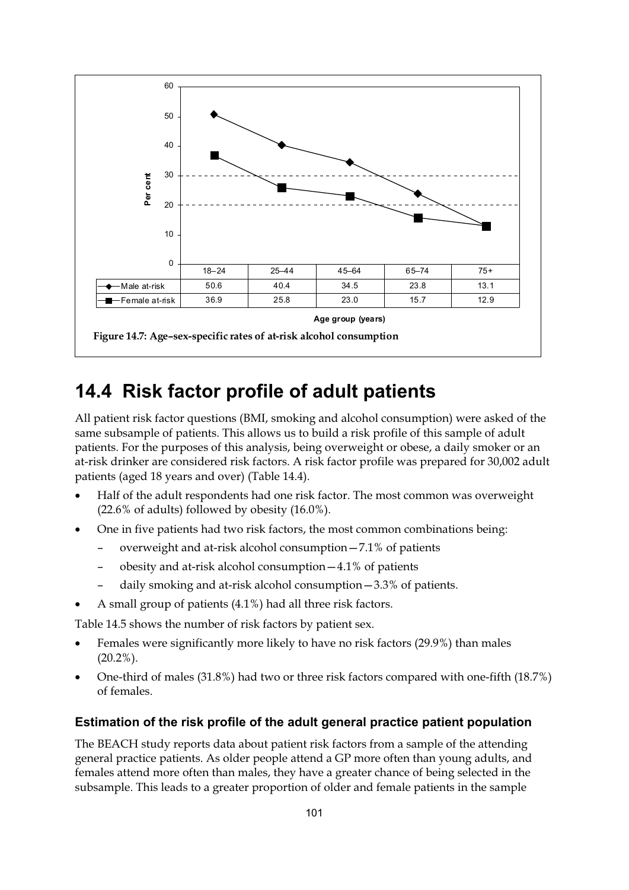| | 18–24 | 25–44 | 45–64 | 65–74 | 75+ |
|---|---|---|---|---|---|
| Male at-risk | 50.6 | 40.4 | 34.5 | 23.8 | 13.1 |
| Female at-risk | 36.9 | 25.8 | 23.0 | 15.7 | 12.9 |

Age group (years)

**Figure 14.7: Age–sex-specific rates of at-risk alcohol consumption**

## 14.4 Risk factor profile of adult patients

All patient risk factor questions (BMI, smoking and alcohol consumption) were asked of the same subsample of patients. This allows us to build a risk profile of this sample of adult patients. For the purposes of this analysis, being overweight or obese, a daily smoker or an at-risk drinker are considered risk factors. A risk factor profile was prepared for 30,002 adult patients (aged 18 years and over) (Table 14.4).

- Half of the adult respondents had one risk factor. The most common was overweight (22.6% of adults) followed by obesity (16.0%).
- One in five patients had two risk factors, the most common combinations being:
  - overweight and at-risk alcohol consumption—7.1% of patients
  - obesity and at-risk alcohol consumption—4.1% of patients
  - daily smoking and at-risk alcohol consumption—3.3% of patients.
- A small group of patients (4.1%) had all three risk factors.

Table 14.5 shows the number of risk factors by patient sex.

- Females were significantly more likely to have no risk factors (29.9%) than males (20.2%).
- One-third of males (31.8%) had two or three risk factors compared with one-fifth (18.7%) of females.

### Estimation of the risk profile of the adult general practice patient population

The BEACH study reports data about patient risk factors from a sample of the attending general practice patients. As older people attend a GP more often than young adults, and females attend more often than males, they have a greater chance of being selected in the subsample. This leads to a greater proportion of older and female patients in the sample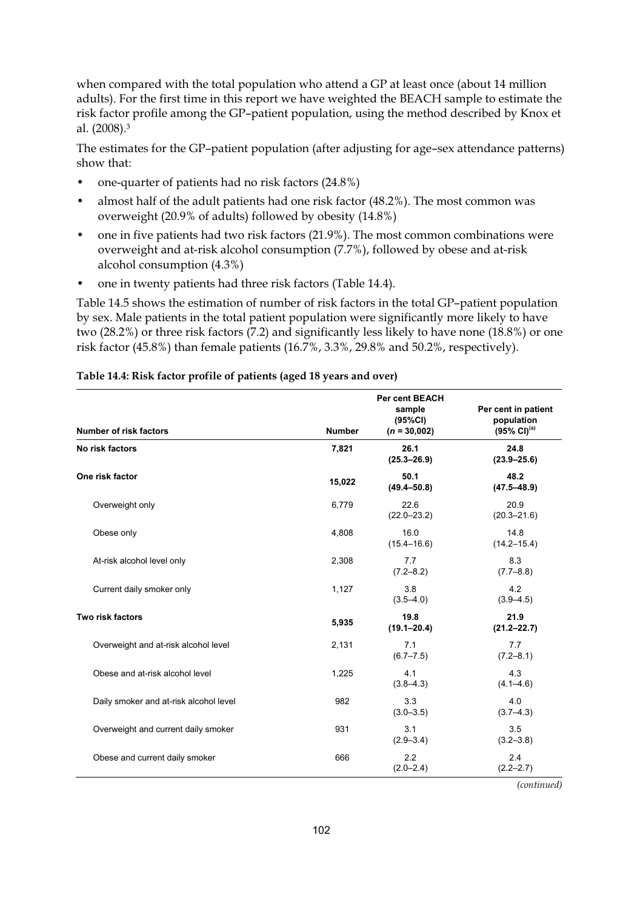when compared with the total population who attend a GP at least once (about 14 million adults). For the first time in this report we have weighted the BEACH sample to estimate the risk factor profile among the GP–patient population, using the method described by Knox et al. (2008).[3]

The estimates for the GP–patient population (after adjusting for age–sex attendance patterns) show that:

- one-quarter of patients had no risk factors (24.8%)
- almost half of the adult patients had one risk factor (48.2%). The most common was overweight (20.9% of adults) followed by obesity (14.8%)
- one in five patients had two risk factors (21.9%). The most common combinations were overweight and at-risk alcohol consumption (7.7%), followed by obese and at-risk alcohol consumption (4.3%)
- one in twenty patients had three risk factors (Table 14.4).

Table 14.5 shows the estimation of number of risk factors in the total GP–patient population by sex. Male patients in the total patient population were significantly more likely to have two (28.2%) or three risk factors (7.2) and significantly less likely to have none (18.8%) or one risk factor (45.8%) than female patients (16.7%, 3.3%, 29.8% and 50.2%, respectively).

**Table 14.4: Risk factor profile of patients (aged 18 years and over)**

| Number of risk factors | Number | Per cent BEACH sample (95%CI) ($n$ = 30,002) | Per cent in patient population (95% CI)[(a)] |
|---|---|---|---|
| **No risk factors** | **7,821** | **26.1 (25.3–26.9)** | **24.8 (23.9–25.6)** |
| **One risk factor** | **15,022** | **50.1 (49.4–50.8)** | **48.2 (47.5–48.9)** |
| Overweight only | 6,779 | 22.6 (22.0–23.2) | 20.9 (20.3–21.6) |
| Obese only | 4,808 | 16.0 (15.4–16.6) | 14.8 (14.2–15.4) |
| At-risk alcohol level only | 2,308 | 7.7 (7.2–8.2) | 8.3 (7.7–8.8) |
| Current daily smoker only | 1,127 | 3.8 (3.5–4.0) | 4.2 (3.9–4.5) |
| **Two risk factors** | **5,935** | **19.8 (19.1–20.4)** | **21.9 (21.2–22.7)** |
| Overweight and at-risk alcohol level | 2,131 | 7.1 (6.7–7.5) | 7.7 (7.2–8.1) |
| Obese and at-risk alcohol level | 1,225 | 4.1 (3.8–4.3) | 4.3 (4.1–4.6) |
| Daily smoker and at-risk alcohol level | 982 | 3.3 (3.0–3.5) | 4.0 (3.7–4.3) |
| Overweight and current daily smoker | 931 | 3.1 (2.9–3.4) | 3.5 (3.2–3.8) |
| Obese and current daily smoker | 666 | 2.2 (2.0–2.4) | 2.4 (2.2–2.7) |

*(continued)*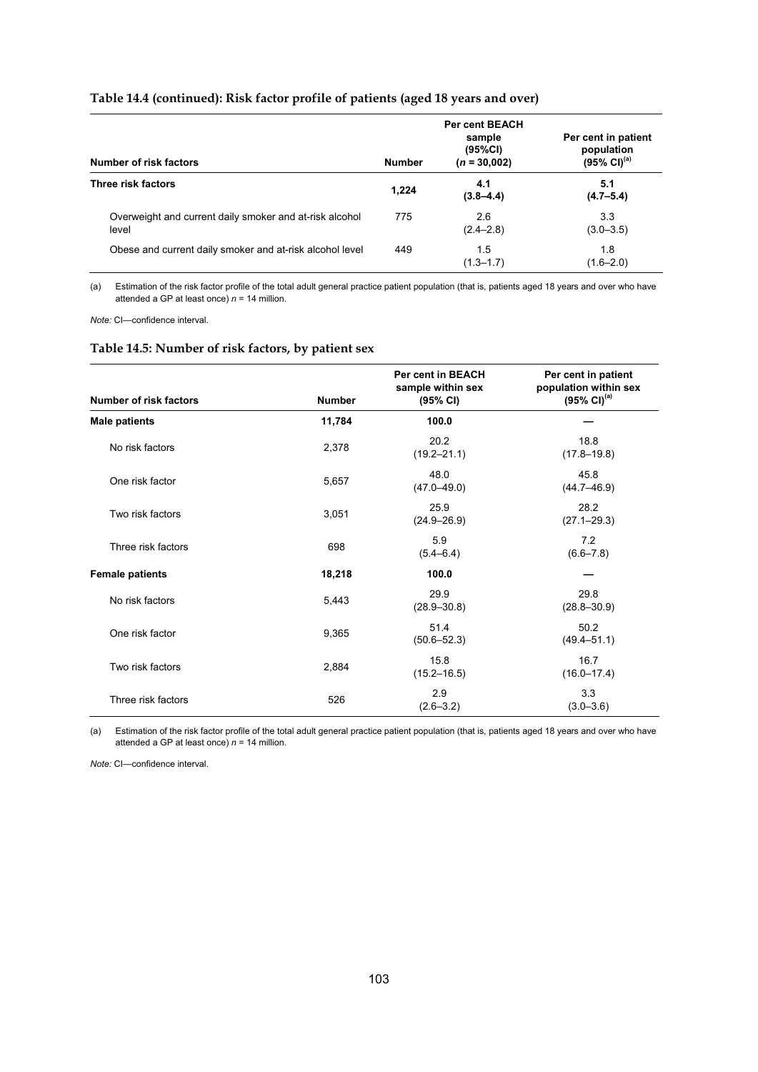### Table 14.4 (continued): Risk factor profile of patients (aged 18 years and over)

| Number of risk factors | Number | Per cent BEACH sample (95%CI) ($n$ = 30,002) | Per cent in patient population (95% CI)[(a)] |
|---|---|---|---|
| **Three risk factors** | **1,224** | **4.1 (3.8–4.4)** | **5.1 (4.7–5.4)** |
| Overweight and current daily smoker and at-risk alcohol level | 775 | 2.6 (2.4–2.8) | 3.3 (3.0–3.5) |
| Obese and current daily smoker and at-risk alcohol level | 449 | 1.5 (1.3–1.7) | 1.8 (1.6–2.0) |

(a) Estimation of the risk factor profile of the total adult general practice patient population (that is, patients aged 18 years and over who have attended a GP at least once) $n$ = 14 million.

*Note:* CI—confidence interval.

### Table 14.5: Number of risk factors, by patient sex

| Number of risk factors | Number | Per cent in BEACH sample within sex (95% CI) | Per cent in patient population within sex (95% CI)[(a)] |
|---|---|---|---|
| **Male patients** | **11,784** | **100.0** | **—** |
| No risk factors | 2,378 | 20.2 (19.2–21.1) | 18.8 (17.8–19.8) |
| One risk factor | 5,657 | 48.0 (47.0–49.0) | 45.8 (44.7–46.9) |
| Two risk factors | 3,051 | 25.9 (24.9–26.9) | 28.2 (27.1–29.3) |
| Three risk factors | 698 | 5.9 (5.4–6.4) | 7.2 (6.6–7.8) |
| **Female patients** | **18,218** | **100.0** | **—** |
| No risk factors | 5,443 | 29.9 (28.9–30.8) | 29.8 (28.8–30.9) |
| One risk factor | 9,365 | 51.4 (50.6–52.3) | 50.2 (49.4–51.1) |
| Two risk factors | 2,884 | 15.8 (15.2–16.5) | 16.7 (16.0–17.4) |
| Three risk factors | 526 | 2.9 (2.6–3.2) | 3.3 (3.0–3.6) |

(a) Estimation of the risk factor profile of the total adult general practice patient population (that is, patients aged 18 years and over who have attended a GP at least once) $n$ = 14 million.

*Note:* CI—confidence interval.